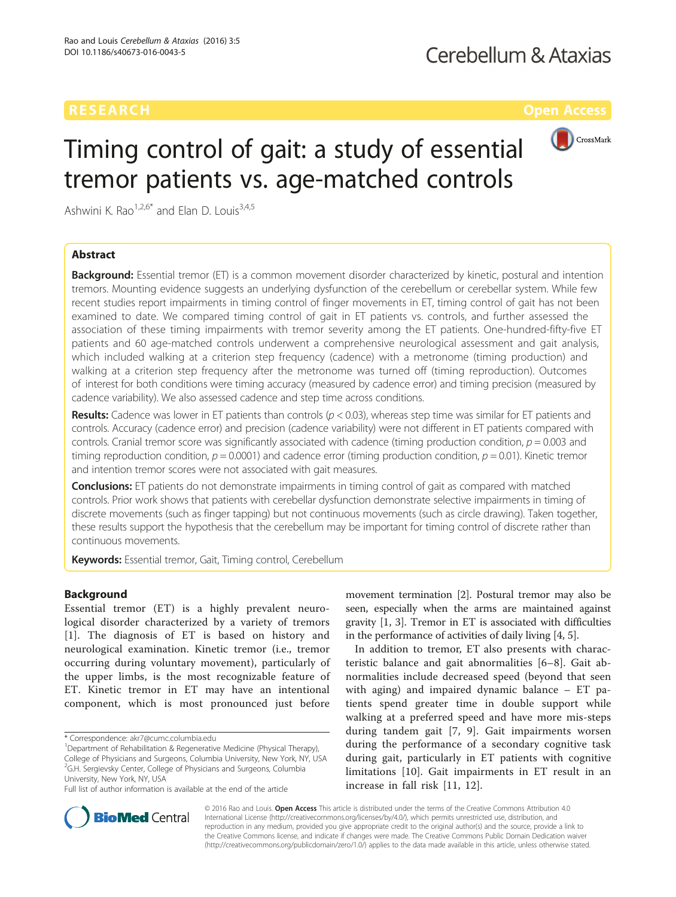RESEARCH Open Access

# Timing control of gait: a study of essential tremor patients vs. age-matched controls

Ashwini K. Rao[1,2,6*] and Elan D. Louis[3,4,5]

## Abstract

**Background:** Essential tremor (ET) is a common movement disorder characterized by kinetic, postural and intention tremors. Mounting evidence suggests an underlying dysfunction of the cerebellum or cerebellar system. While few recent studies report impairments in timing control of finger movements in ET, timing control of gait has not been examined to date. We compared timing control of gait in ET patients vs. controls, and further assessed the association of these timing impairments with tremor severity among the ET patients. One-hundred-fifty-five ET patients and 60 age-matched controls underwent a comprehensive neurological assessment and gait analysis, which included walking at a criterion step frequency (cadence) with a metronome (timing production) and walking at a criterion step frequency after the metronome was turned off (timing reproduction). Outcomes of interest for both conditions were timing accuracy (measured by cadence error) and timing precision (measured by cadence variability). We also assessed cadence and step time across conditions.

**Results:** Cadence was lower in ET patients than controls ($p < 0.03$), whereas step time was similar for ET patients and controls. Accuracy (cadence error) and precision (cadence variability) were not different in ET patients compared with controls. Cranial tremor score was significantly associated with cadence (timing production condition, $p = 0.003$ and timing reproduction condition, $p = 0.0001$) and cadence error (timing production condition, $p = 0.01$). Kinetic tremor and intention tremor scores were not associated with gait measures.

**Conclusions:** ET patients do not demonstrate impairments in timing control of gait as compared with matched controls. Prior work shows that patients with cerebellar dysfunction demonstrate selective impairments in timing of discrete movements (such as finger tapping) but not continuous movements (such as circle drawing). Taken together, these results support the hypothesis that the cerebellum may be important for timing control of discrete rather than continuous movements.

**Keywords:** Essential tremor, Gait, Timing control, Cerebellum

## Background

Essential tremor (ET) is a highly prevalent neurological disorder characterized by a variety of tremors [1]. The diagnosis of ET is based on history and neurological examination. Kinetic tremor (i.e., tremor occurring during voluntary movement), particularly of the upper limbs, is the most recognizable feature of ET. Kinetic tremor in ET may have an intentional component, which is most pronounced just before movement termination [2]. Postural tremor may also be seen, especially when the arms are maintained against gravity [1, 3]. Tremor in ET is associated with difficulties in the performance of activities of daily living [4, 5].

In addition to tremor, ET also presents with characteristic balance and gait abnormalities [6–8]. Gait abnormalities include decreased speed (beyond that seen with aging) and impaired dynamic balance – ET patients spend greater time in double support while walking at a preferred speed and have more mis-steps during tandem gait [7, 9]. Gait impairments worsen during the performance of a secondary cognitive task during gait, particularly in ET patients with cognitive limitations [10]. Gait impairments in ET result in an increase in fall risk [11, 12].

\* Correspondence: akr7@cumc.columbia.edu
[1]Department of Rehabilitation & Regenerative Medicine (Physical Therapy), College of Physicians and Surgeons, Columbia University, New York, NY, USA
[2]G.H. Sergievsky Center, College of Physicians and Surgeons, Columbia University, New York, NY, USA
Full list of author information is available at the end of the article

© 2016 Rao and Louis. **Open Access** This article is distributed under the terms of the Creative Commons Attribution 4.0 International License (http://creativecommons.org/licenses/by/4.0/), which permits unrestricted use, distribution, and reproduction in any medium, provided you give appropriate credit to the original author(s) and the source, provide a link to the Creative Commons license, and indicate if changes were made. The Creative Commons Public Domain Dedication waiver (http://creativecommons.org/publicdomain/zero/1.0/) applies to the data made available in this article, unless otherwise stated.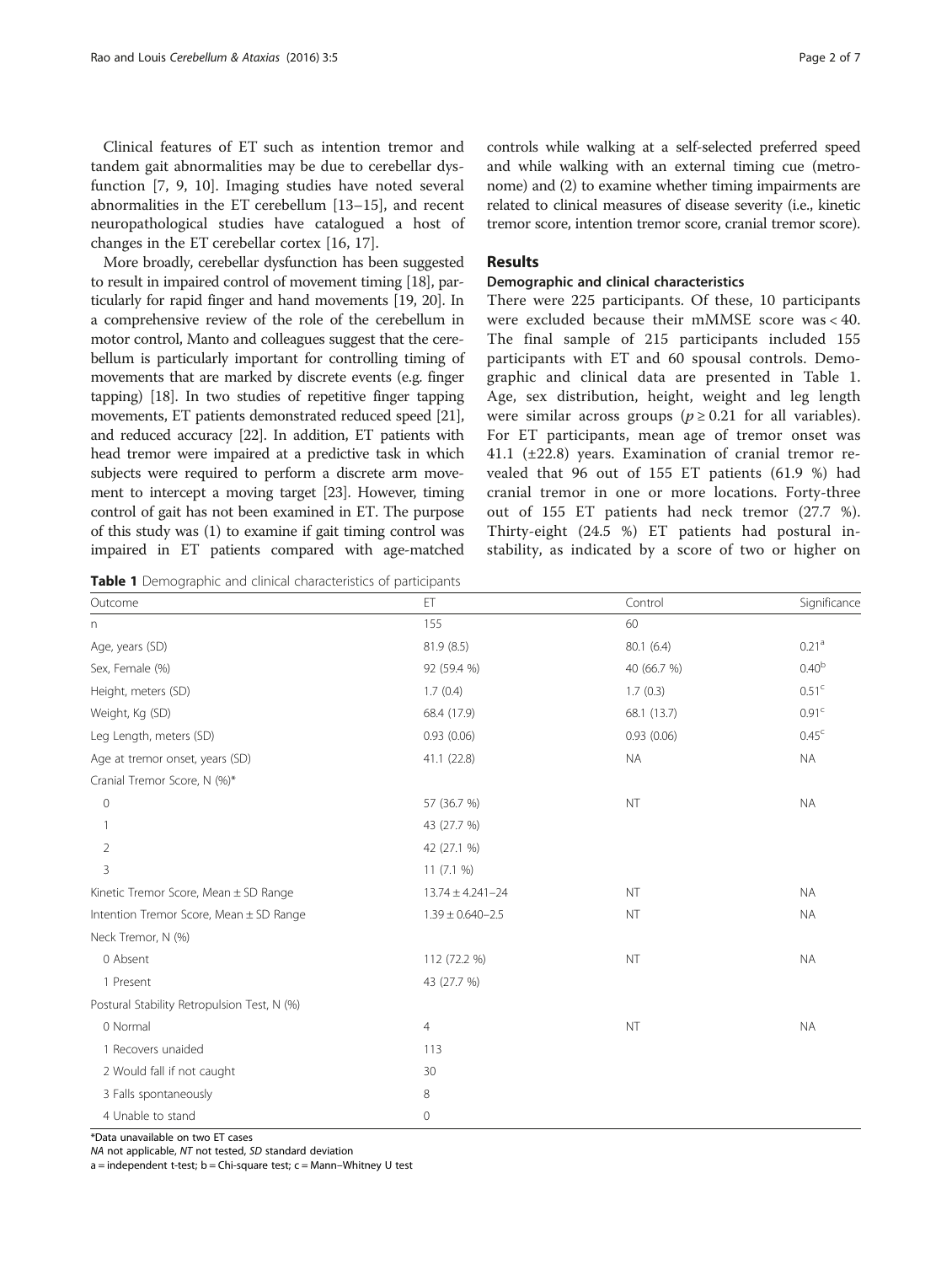Clinical features of ET such as intention tremor and tandem gait abnormalities may be due to cerebellar dysfunction [7, 9, 10]. Imaging studies have noted several abnormalities in the ET cerebellum [13–15], and recent neuropathological studies have catalogued a host of changes in the ET cerebellar cortex [16, 17].

More broadly, cerebellar dysfunction has been suggested to result in impaired control of movement timing [18], particularly for rapid finger and hand movements [19, 20]. In a comprehensive review of the role of the cerebellum in motor control, Manto and colleagues suggest that the cerebellum is particularly important for controlling timing of movements that are marked by discrete events (e.g. finger tapping) [18]. In two studies of repetitive finger tapping movements, ET patients demonstrated reduced speed [21], and reduced accuracy [22]. In addition, ET patients with head tremor were impaired at a predictive task in which subjects were required to perform a discrete arm movement to intercept a moving target [23]. However, timing control of gait has not been examined in ET. The purpose of this study was (1) to examine if gait timing control was impaired in ET patients compared with age-matched controls while walking at a self-selected preferred speed and while walking with an external timing cue (metronome) and (2) to examine whether timing impairments are related to clinical measures of disease severity (i.e., kinetic tremor score, intention tremor score, cranial tremor score).

## Results

### Demographic and clinical characteristics

There were 225 participants. Of these, 10 participants were excluded because their mMMSE score was < 40. The final sample of 215 participants included 155 participants with ET and 60 spousal controls. Demographic and clinical data are presented in Table 1. Age, sex distribution, height, weight and leg length were similar across groups ($p \geq 0.21$ for all variables). For ET participants, mean age of tremor onset was 41.1 (±22.8) years. Examination of cranial tremor revealed that 96 out of 155 ET patients (61.9 %) had cranial tremor in one or more locations. Forty-three out of 155 ET patients had neck tremor (27.7 %). Thirty-eight (24.5 %) ET patients had postural instability, as indicated by a score of two or higher on

**Table 1** Demographic and clinical characteristics of participants

| Outcome | ET | Control | Significance |
|---|---|---|---|
| n | 155 | 60 | |
| Age, years (SD) | 81.9 (8.5) | 80.1 (6.4) | 0.21[a] |
| Sex, Female (%) | 92 (59.4 %) | 40 (66.7 %) | 0.40[b] |
| Height, meters (SD) | 1.7 (0.4) | 1.7 (0.3) | 0.51[c] |
| Weight, Kg (SD) | 68.4 (17.9) | 68.1 (13.7) | 0.91[c] |
| Leg Length, meters (SD) | 0.93 (0.06) | 0.93 (0.06) | 0.45[c] |
| Age at tremor onset, years (SD) | 41.1 (22.8) | NA | NA |
| Cranial Tremor Score, N (%)* | | | |
| 0 | 57 (36.7 %) | NT | NA |
| 1 | 43 (27.7 %) | | |
| 2 | 42 (27.1 %) | | |
| 3 | 11 (7.1 %) | | |
| Kinetic Tremor Score, Mean ± SD Range | 13.74 ± 4.241–24 | NT | NA |
| Intention Tremor Score, Mean ± SD Range | 1.39 ± 0.640–2.5 | NT | NA |
| Neck Tremor, N (%) | | | |
| 0 Absent | 112 (72.2 %) | NT | NA |
| 1 Present | 43 (27.7 %) | | |
| Postural Stability Retropulsion Test, N (%) | | | |
| 0 Normal | 4 | NT | NA |
| 1 Recovers unaided | 113 | | |
| 2 Would fall if not caught | 30 | | |
| 3 Falls spontaneously | 8 | | |
| 4 Unable to stand | 0 | | |

*Data unavailable on two ET cases

*NA* not applicable, *NT* not tested, *SD* standard deviation

a = independent t-test; b = Chi-square test; c = Mann–Whitney U test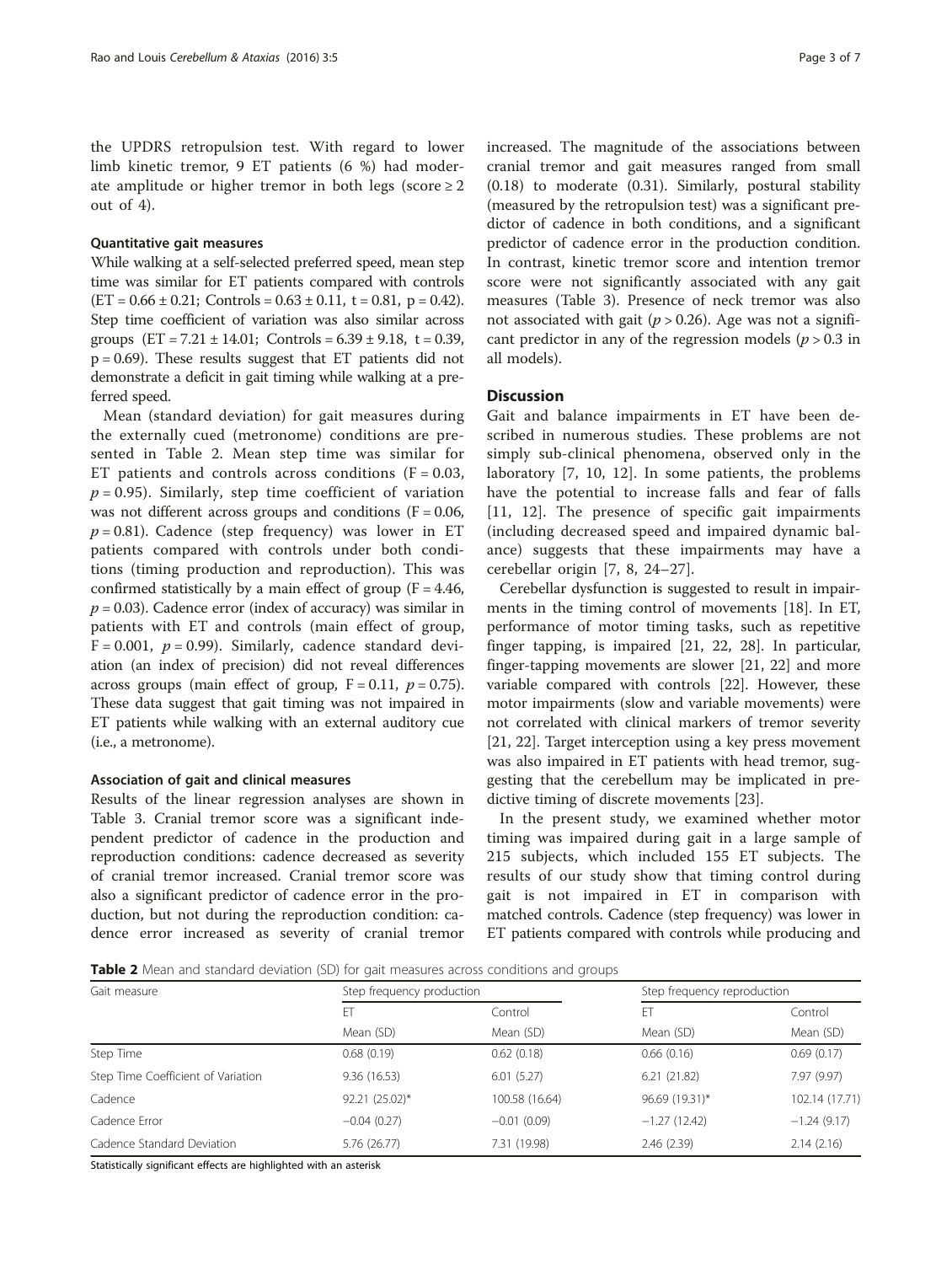the UPDRS retropulsion test. With regard to lower limb kinetic tremor, 9 ET patients (6 %) had moderate amplitude or higher tremor in both legs (score ≥ 2 out of 4).

#### Quantitative gait measures

While walking at a self-selected preferred speed, mean step time was similar for ET patients compared with controls (ET = 0.66 ± 0.21; Controls = 0.63 ± 0.11, t = 0.81, p = 0.42). Step time coefficient of variation was also similar across groups (ET = 7.21 ± 14.01; Controls = 6.39 ± 9.18, t = 0.39, p = 0.69). These results suggest that ET patients did not demonstrate a deficit in gait timing while walking at a preferred speed.

Mean (standard deviation) for gait measures during the externally cued (metronome) conditions are presented in Table 2. Mean step time was similar for ET patients and controls across conditions (F = 0.03, $p = 0.95$). Similarly, step time coefficient of variation was not different across groups and conditions (F = 0.06, $p = 0.81$). Cadence (step frequency) was lower in ET patients compared with controls under both conditions (timing production and reproduction). This was confirmed statistically by a main effect of group (F = 4.46, $p = 0.03$). Cadence error (index of accuracy) was similar in patients with ET and controls (main effect of group, F = 0.001, $p = 0.99$). Similarly, cadence standard deviation (an index of precision) did not reveal differences across groups (main effect of group, F = 0.11, $p = 0.75$). These data suggest that gait timing was not impaired in ET patients while walking with an external auditory cue (i.e., a metronome).

#### Association of gait and clinical measures

Results of the linear regression analyses are shown in Table 3. Cranial tremor score was a significant independent predictor of cadence in the production and reproduction conditions: cadence decreased as severity of cranial tremor increased. Cranial tremor score was also a significant predictor of cadence error in the production, but not during the reproduction condition: cadence error increased as severity of cranial tremor increased. The magnitude of the associations between cranial tremor and gait measures ranged from small (0.18) to moderate (0.31). Similarly, postural stability (measured by the retropulsion test) was a significant predictor of cadence in both conditions, and a significant predictor of cadence error in the production condition. In contrast, kinetic tremor score and intention tremor score were not significantly associated with any gait measures (Table 3). Presence of neck tremor was also not associated with gait ($p > 0.26$). Age was not a significant predictor in any of the regression models ($p > 0.3$ in all models).

## Discussion

Gait and balance impairments in ET have been described in numerous studies. These problems are not simply sub-clinical phenomena, observed only in the laboratory [7, 10, 12]. In some patients, the problems have the potential to increase falls and fear of falls [11, 12]. The presence of specific gait impairments (including decreased speed and impaired dynamic balance) suggests that these impairments may have a cerebellar origin [7, 8, 24–27].

Cerebellar dysfunction is suggested to result in impairments in the timing control of movements [18]. In ET, performance of motor timing tasks, such as repetitive finger tapping, is impaired [21, 22, 28]. In particular, finger-tapping movements are slower [21, 22] and more variable compared with controls [22]. However, these motor impairments (slow and variable movements) were not correlated with clinical markers of tremor severity [21, 22]. Target interception using a key press movement was also impaired in ET patients with head tremor, suggesting that the cerebellum may be implicated in predictive timing of discrete movements [23].

In the present study, we examined whether motor timing was impaired during gait in a large sample of 215 subjects, which included 155 ET subjects. The results of our study show that timing control during gait is not impaired in ET in comparison with matched controls. Cadence (step frequency) was lower in ET patients compared with controls while producing and

**Table 2** Mean and standard deviation (SD) for gait measures across conditions and groups

| Gait measure | Step frequency production | | Step frequency reproduction | |
|---|---|---|---|---|
| | ET | Control | ET | Control |
| | Mean (SD) | Mean (SD) | Mean (SD) | Mean (SD) |
| Step Time | 0.68 (0.19) | 0.62 (0.18) | 0.66 (0.16) | 0.69 (0.17) |
| Step Time Coefficient of Variation | 9.36 (16.53) | 6.01 (5.27) | 6.21 (21.82) | 7.97 (9.97) |
| Cadence | 92.21 (25.02)* | 100.58 (16.64) | 96.69 (19.31)* | 102.14 (17.71) |
| Cadence Error | −0.04 (0.27) | −0.01 (0.09) | −1.27 (12.42) | −1.24 (9.17) |
| Cadence Standard Deviation | 5.76 (26.77) | 7.31 (19.98) | 2.46 (2.39) | 2.14 (2.16) |

Statistically significant effects are highlighted with an asterisk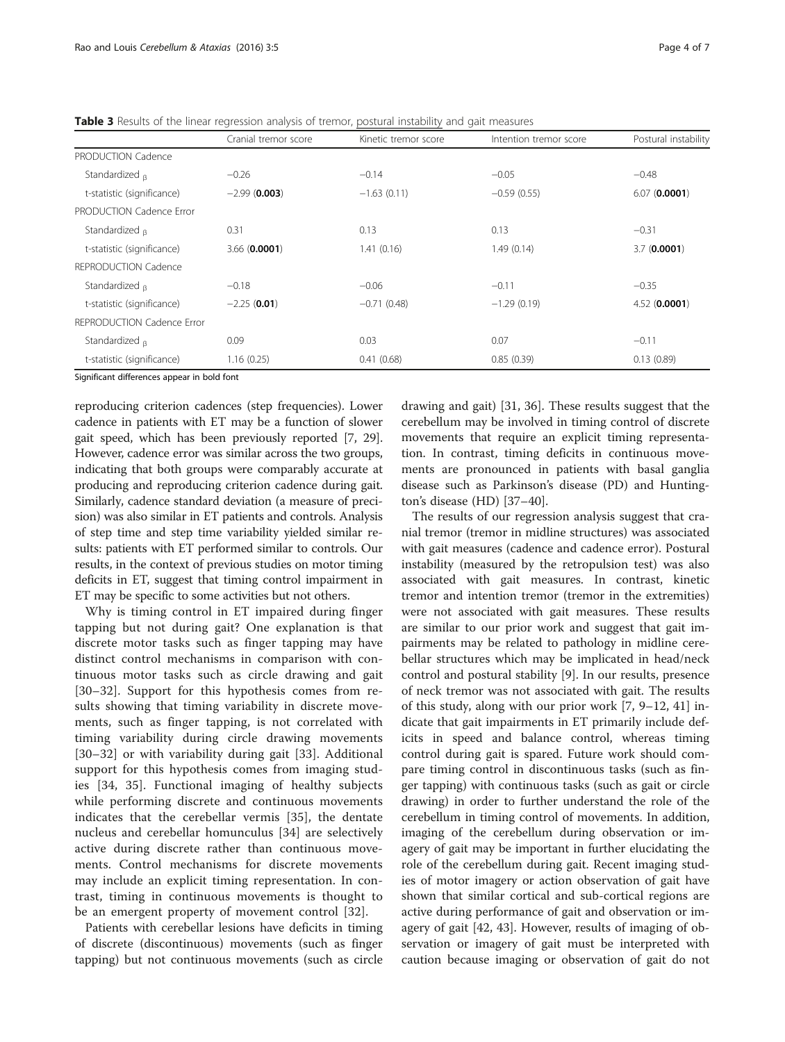**Table 3** Results of the linear regression analysis of tremor, postural instability and gait measures

| | Cranial tremor score | Kinetic tremor score | Intention tremor score | Postural instability |
|---|---|---|---|---|
| PRODUCTION Cadence | | | | |
| Standardized $_{\beta}$ | −0.26 | −0.14 | −0.05 | −0.48 |
| t-statistic (significance) | −2.99 (**0.003**) | −1.63 (0.11) | −0.59 (0.55) | 6.07 (**0.0001**) |
| PRODUCTION Cadence Error | | | | |
| Standardized $_{\beta}$ | 0.31 | 0.13 | 0.13 | −0.31 |
| t-statistic (significance) | 3.66 (**0.0001**) | 1.41 (0.16) | 1.49 (0.14) | 3.7 (**0.0001**) |
| REPRODUCTION Cadence | | | | |
| Standardized $_{\beta}$ | −0.18 | −0.06 | −0.11 | −0.35 |
| t-statistic (significance) | −2.25 (**0.01**) | −0.71 (0.48) | −1.29 (0.19) | 4.52 (**0.0001**) |
| REPRODUCTION Cadence Error | | | | |
| Standardized $_{\beta}$ | 0.09 | 0.03 | 0.07 | −0.11 |
| t-statistic (significance) | 1.16 (0.25) | 0.41 (0.68) | 0.85 (0.39) | 0.13 (0.89) |

Significant differences appear in bold font

reproducing criterion cadences (step frequencies). Lower cadence in patients with ET may be a function of slower gait speed, which has been previously reported [7, 29]. However, cadence error was similar across the two groups, indicating that both groups were comparably accurate at producing and reproducing criterion cadence during gait. Similarly, cadence standard deviation (a measure of precision) was also similar in ET patients and controls. Analysis of step time and step time variability yielded similar results: patients with ET performed similar to controls. Our results, in the context of previous studies on motor timing deficits in ET, suggest that timing control impairment in ET may be specific to some activities but not others.

Why is timing control in ET impaired during finger tapping but not during gait? One explanation is that discrete motor tasks such as finger tapping may have distinct control mechanisms in comparison with continuous motor tasks such as circle drawing and gait [30–32]. Support for this hypothesis comes from results showing that timing variability in discrete movements, such as finger tapping, is not correlated with timing variability during circle drawing movements [30–32] or with variability during gait [33]. Additional support for this hypothesis comes from imaging studies [34, 35]. Functional imaging of healthy subjects while performing discrete and continuous movements indicates that the cerebellar vermis [35], the dentate nucleus and cerebellar homunculus [34] are selectively active during discrete rather than continuous movements. Control mechanisms for discrete movements may include an explicit timing representation. In contrast, timing in continuous movements is thought to be an emergent property of movement control [32].

Patients with cerebellar lesions have deficits in timing of discrete (discontinuous) movements (such as finger tapping) but not continuous movements (such as circle drawing and gait) [31, 36]. These results suggest that the cerebellum may be involved in timing control of discrete movements that require an explicit timing representation. In contrast, timing deficits in continuous movements are pronounced in patients with basal ganglia disease such as Parkinson's disease (PD) and Huntington's disease (HD) [37–40].

The results of our regression analysis suggest that cranial tremor (tremor in midline structures) was associated with gait measures (cadence and cadence error). Postural instability (measured by the retropulsion test) was also associated with gait measures. In contrast, kinetic tremor and intention tremor (tremor in the extremities) were not associated with gait measures. These results are similar to our prior work and suggest that gait impairments may be related to pathology in midline cerebellar structures which may be implicated in head/neck control and postural stability [9]. In our results, presence of neck tremor was not associated with gait. The results of this study, along with our prior work [7, 9–12, 41] indicate that gait impairments in ET primarily include deficits in speed and balance control, whereas timing control during gait is spared. Future work should compare timing control in discontinuous tasks (such as finger tapping) with continuous tasks (such as gait or circle drawing) in order to further understand the role of the cerebellum in timing control of movements. In addition, imaging of the cerebellum during observation or imagery of gait may be important in further elucidating the role of the cerebellum during gait. Recent imaging studies of motor imagery or action observation of gait have shown that similar cortical and sub-cortical regions are active during performance of gait and observation or imagery of gait [42, 43]. However, results of imaging of observation or imagery of gait must be interpreted with caution because imaging or observation of gait do not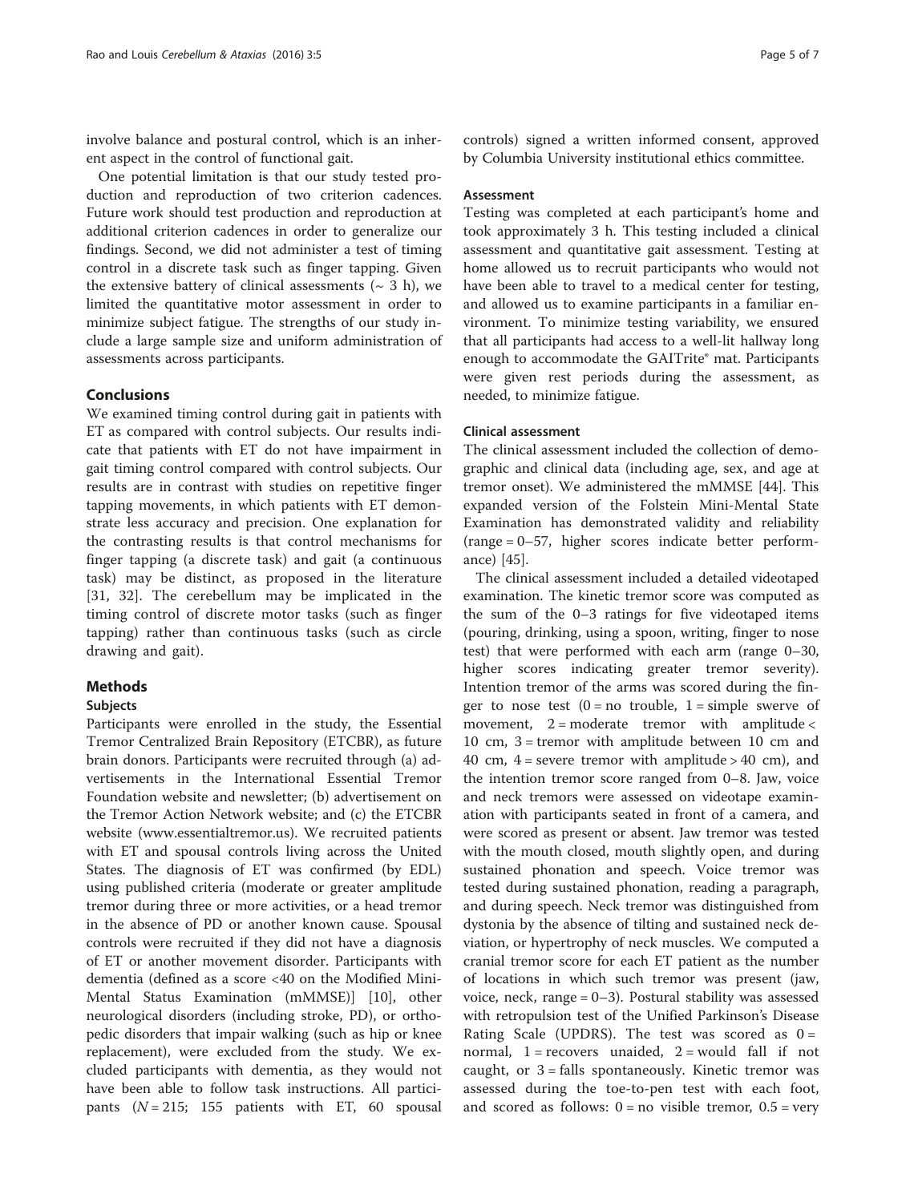involve balance and postural control, which is an inherent aspect in the control of functional gait.

One potential limitation is that our study tested production and reproduction of two criterion cadences. Future work should test production and reproduction at additional criterion cadences in order to generalize our findings. Second, we did not administer a test of timing control in a discrete task such as finger tapping. Given the extensive battery of clinical assessments (~ 3 h), we limited the quantitative motor assessment in order to minimize subject fatigue. The strengths of our study include a large sample size and uniform administration of assessments across participants.

## Conclusions

We examined timing control during gait in patients with ET as compared with control subjects. Our results indicate that patients with ET do not have impairment in gait timing control compared with control subjects. Our results are in contrast with studies on repetitive finger tapping movements, in which patients with ET demonstrate less accuracy and precision. One explanation for the contrasting results is that control mechanisms for finger tapping (a discrete task) and gait (a continuous task) may be distinct, as proposed in the literature [31, 32]. The cerebellum may be implicated in the timing control of discrete motor tasks (such as finger tapping) rather than continuous tasks (such as circle drawing and gait).

## Methods

### Subjects

Participants were enrolled in the study, the Essential Tremor Centralized Brain Repository (ETCBR), as future brain donors. Participants were recruited through (a) advertisements in the International Essential Tremor Foundation website and newsletter; (b) advertisement on the Tremor Action Network website; and (c) the ETCBR website (www.essentialtremor.us). We recruited patients with ET and spousal controls living across the United States. The diagnosis of ET was confirmed (by EDL) using published criteria (moderate or greater amplitude tremor during three or more activities, or a head tremor in the absence of PD or another known cause. Spousal controls were recruited if they did not have a diagnosis of ET or another movement disorder. Participants with dementia (defined as a score <40 on the Modified Mini-Mental Status Examination (mMMSE)] [10], other neurological disorders (including stroke, PD), or orthopedic disorders that impair walking (such as hip or knee replacement), were excluded from the study. We excluded participants with dementia, as they would not have been able to follow task instructions. All participants ($N = 215$; 155 patients with ET, 60 spousal controls) signed a written informed consent, approved by Columbia University institutional ethics committee.

### Assessment

Testing was completed at each participant's home and took approximately 3 h. This testing included a clinical assessment and quantitative gait assessment. Testing at home allowed us to recruit participants who would not have been able to travel to a medical center for testing, and allowed us to examine participants in a familiar environment. To minimize testing variability, we ensured that all participants had access to a well-lit hallway long enough to accommodate the GAITrite® mat. Participants were given rest periods during the assessment, as needed, to minimize fatigue.

### Clinical assessment

The clinical assessment included the collection of demographic and clinical data (including age, sex, and age at tremor onset). We administered the mMMSE [44]. This expanded version of the Folstein Mini-Mental State Examination has demonstrated validity and reliability (range = 0–57, higher scores indicate better performance) [45].

The clinical assessment included a detailed videotaped examination. The kinetic tremor score was computed as the sum of the 0–3 ratings for five videotaped items (pouring, drinking, using a spoon, writing, finger to nose test) that were performed with each arm (range 0–30, higher scores indicating greater tremor severity). Intention tremor of the arms was scored during the finger to nose test (0 = no trouble, 1 = simple swerve of movement, 2 = moderate tremor with amplitude < 10 cm, 3 = tremor with amplitude between 10 cm and 40 cm, 4 = severe tremor with amplitude > 40 cm), and the intention tremor score ranged from 0–8. Jaw, voice and neck tremors were assessed on videotape examination with participants seated in front of a camera, and were scored as present or absent. Jaw tremor was tested with the mouth closed, mouth slightly open, and during sustained phonation and speech. Voice tremor was tested during sustained phonation, reading a paragraph, and during speech. Neck tremor was distinguished from dystonia by the absence of tilting and sustained neck deviation, or hypertrophy of neck muscles. We computed a cranial tremor score for each ET patient as the number of locations in which such tremor was present (jaw, voice, neck, range = 0–3). Postural stability was assessed with retropulsion test of the Unified Parkinson's Disease Rating Scale (UPDRS). The test was scored as 0 = normal, 1 = recovers unaided, 2 = would fall if not caught, or 3 = falls spontaneously. Kinetic tremor was assessed during the toe-to-pen test with each foot, and scored as follows: 0 = no visible tremor, 0.5 = very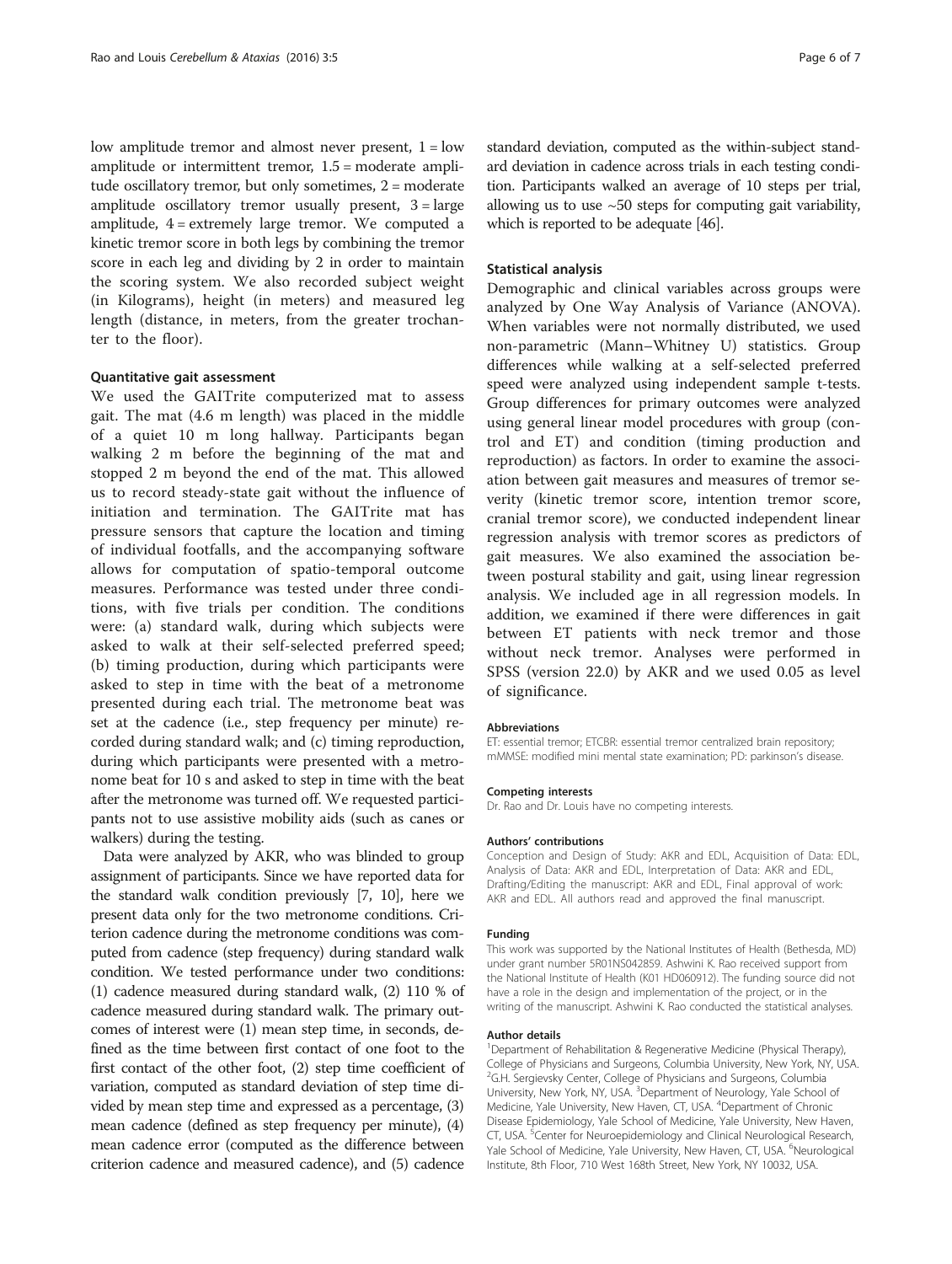low amplitude tremor and almost never present, 1 = low amplitude or intermittent tremor, 1.5 = moderate amplitude oscillatory tremor, but only sometimes, 2 = moderate amplitude oscillatory tremor usually present, 3 = large amplitude, 4 = extremely large tremor. We computed a kinetic tremor score in both legs by combining the tremor score in each leg and dividing by 2 in order to maintain the scoring system. We also recorded subject weight (in Kilograms), height (in meters) and measured leg length (distance, in meters, from the greater trochanter to the floor).

### Quantitative gait assessment

We used the GAITrite computerized mat to assess gait. The mat (4.6 m length) was placed in the middle of a quiet 10 m long hallway. Participants began walking 2 m before the beginning of the mat and stopped 2 m beyond the end of the mat. This allowed us to record steady-state gait without the influence of initiation and termination. The GAITrite mat has pressure sensors that capture the location and timing of individual footfalls, and the accompanying software allows for computation of spatio-temporal outcome measures. Performance was tested under three conditions, with five trials per condition. The conditions were: (a) standard walk, during which subjects were asked to walk at their self-selected preferred speed; (b) timing production, during which participants were asked to step in time with the beat of a metronome presented during each trial. The metronome beat was set at the cadence (i.e., step frequency per minute) recorded during standard walk; and (c) timing reproduction, during which participants were presented with a metronome beat for 10 s and asked to step in time with the beat after the metronome was turned off. We requested participants not to use assistive mobility aids (such as canes or walkers) during the testing.

Data were analyzed by AKR, who was blinded to group assignment of participants. Since we have reported data for the standard walk condition previously [7, 10], here we present data only for the two metronome conditions. Criterion cadence during the metronome conditions was computed from cadence (step frequency) during standard walk condition. We tested performance under two conditions: (1) cadence measured during standard walk, (2) 110 % of cadence measured during standard walk. The primary outcomes of interest were (1) mean step time, in seconds, defined as the time between first contact of one foot to the first contact of the other foot, (2) step time coefficient of variation, computed as standard deviation of step time divided by mean step time and expressed as a percentage, (3) mean cadence (defined as step frequency per minute), (4) mean cadence error (computed as the difference between criterion cadence and measured cadence), and (5) cadence standard deviation, computed as the within-subject standard deviation in cadence across trials in each testing condition. Participants walked an average of 10 steps per trial, allowing us to use ~50 steps for computing gait variability, which is reported to be adequate [46].

### Statistical analysis

Demographic and clinical variables across groups were analyzed by One Way Analysis of Variance (ANOVA). When variables were not normally distributed, we used non-parametric (Mann–Whitney U) statistics. Group differences while walking at a self-selected preferred speed were analyzed using independent sample t-tests. Group differences for primary outcomes were analyzed using general linear model procedures with group (control and ET) and condition (timing production and reproduction) as factors. In order to examine the association between gait measures and measures of tremor severity (kinetic tremor score, intention tremor score, cranial tremor score), we conducted independent linear regression analysis with tremor scores as predictors of gait measures. We also examined the association between postural stability and gait, using linear regression analysis. We included age in all regression models. In addition, we examined if there were differences in gait between ET patients with neck tremor and those without neck tremor. Analyses were performed in SPSS (version 22.0) by AKR and we used 0.05 as level of significance.

#### Abbreviations

ET: essential tremor; ETCBR: essential tremor centralized brain repository; mMMSE: modified mini mental state examination; PD: parkinson's disease.

#### Competing interests

Dr. Rao and Dr. Louis have no competing interests.

#### Authors' contributions

Conception and Design of Study: AKR and EDL, Acquisition of Data: EDL, Analysis of Data: AKR and EDL, Interpretation of Data: AKR and EDL, Drafting/Editing the manuscript: AKR and EDL, Final approval of work: AKR and EDL. All authors read and approved the final manuscript.

#### Funding

This work was supported by the National Institutes of Health (Bethesda, MD) under grant number 5R01NS042859. Ashwini K. Rao received support from the National Institute of Health (K01 HD060912). The funding source did not have a role in the design and implementation of the project, or in the writing of the manuscript. Ashwini K. Rao conducted the statistical analyses.

#### Author details

[1]Department of Rehabilitation & Regenerative Medicine (Physical Therapy), College of Physicians and Surgeons, Columbia University, New York, NY, USA. [2]G.H. Sergievsky Center, College of Physicians and Surgeons, Columbia University, New York, NY, USA. [3]Department of Neurology, Yale School of Medicine, Yale University, New Haven, CT, USA. [4]Department of Chronic Disease Epidemiology, Yale School of Medicine, Yale University, New Haven, CT, USA. [5]Center for Neuroepidemiology and Clinical Neurological Research, Yale School of Medicine, Yale University, New Haven, CT, USA. [6]Neurological Institute, 8th Floor, 710 West 168th Street, New York, NY 10032, USA.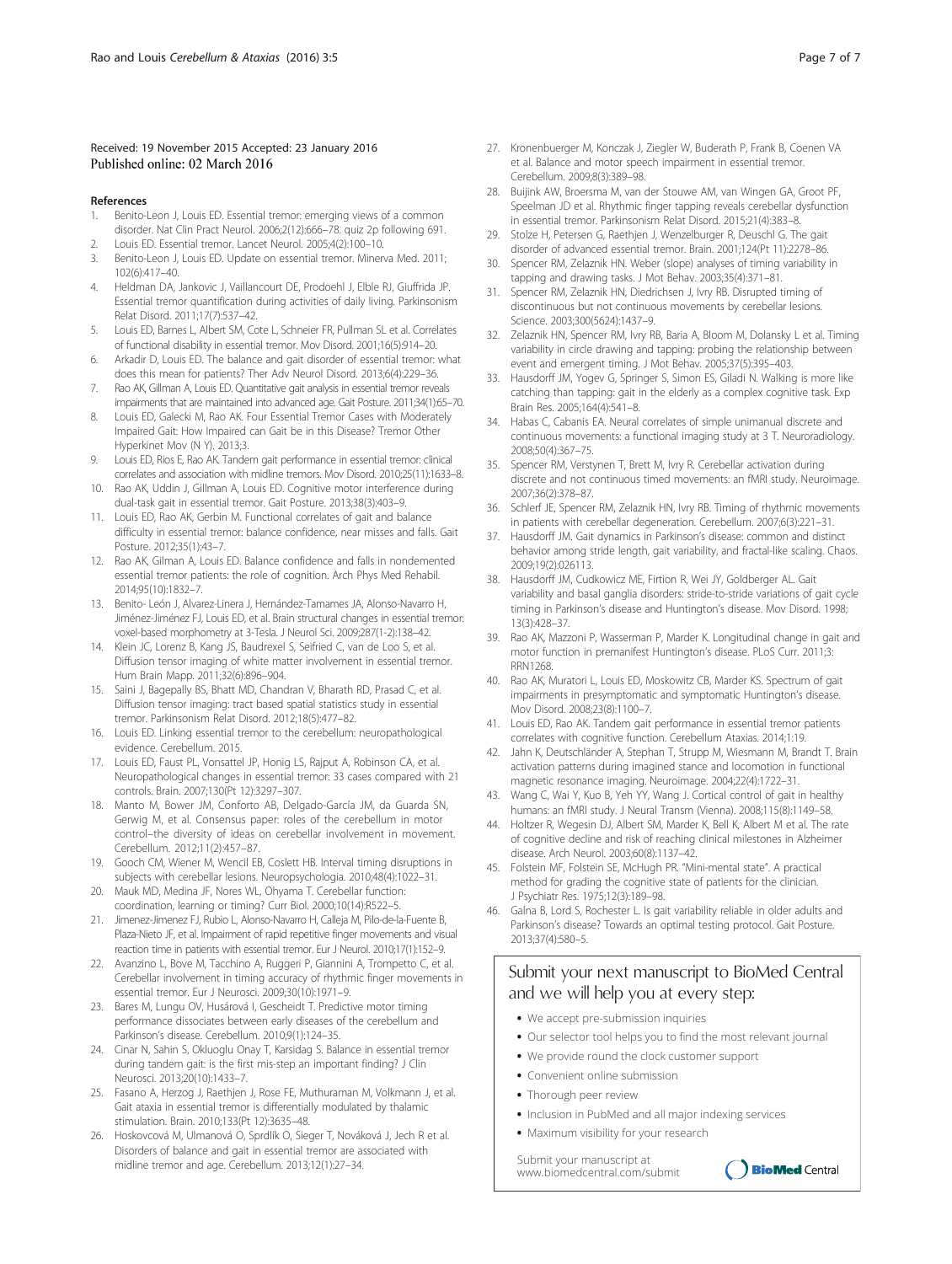Received: 19 November 2015 Accepted: 23 January 2016
Published online: 02 March 2016

## References

1. Benito-Leon J, Louis ED. Essential tremor: emerging views of a common disorder. Nat Clin Pract Neurol. 2006;2(12):666–78. quiz 2p following 691.
2. Louis ED. Essential tremor. Lancet Neurol. 2005;4(2):100–10.
3. Benito-Leon J, Louis ED. Update on essential tremor. Minerva Med. 2011; 102(6):417–40.
4. Heldman DA, Jankovic J, Vaillancourt DE, Prodoehl J, Elble RJ, Giuffrida JP. Essential tremor quantification during activities of daily living. Parkinsonism Relat Disord. 2011;17(7):537–42.
5. Louis ED, Barnes L, Albert SM, Cote L, Schneier FR, Pullman SL et al. Correlates of functional disability in essential tremor. Mov Disord. 2001;16(5):914–20.
6. Arkadir D, Louis ED. The balance and gait disorder of essential tremor: what does this mean for patients? Ther Adv Neurol Disord. 2013;6(4):229–36.
7. Rao AK, Gillman A, Louis ED. Quantitative gait analysis in essential tremor reveals impairments that are maintained into advanced age. Gait Posture. 2011;34(1):65–70.
8. Louis ED, Galecki M, Rao AK. Four Essential Tremor Cases with Moderately Impaired Gait: How Impaired can Gait be in this Disease? Tremor Other Hyperkinet Mov (N Y). 2013;3.
9. Louis ED, Rios E, Rao AK. Tandem gait performance in essential tremor: clinical correlates and association with midline tremors. Mov Disord. 2010;25(11):1633–8.
10. Rao AK, Uddin J, Gillman A, Louis ED. Cognitive motor interference during dual-task gait in essential tremor. Gait Posture. 2013;38(3):403–9.
11. Louis ED, Rao AK, Gerbin M. Functional correlates of gait and balance difficulty in essential tremor: balance confidence, near misses and falls. Gait Posture. 2012;35(1):43–7.
12. Rao AK, Gilman A, Louis ED. Balance confidence and falls in nondemented essential tremor patients: the role of cognition. Arch Phys Med Rehabil. 2014;95(10):1832–7.
13. Benito- León J, Alvarez-Linera J, Hernández-Tamames JA, Alonso-Navarro H, Jiménez-Jiménez FJ, Louis ED, et al. Brain structural changes in essential tremor: voxel-based morphometry at 3-Tesla. J Neurol Sci. 2009;287(1-2):138–42.
14. Klein JC, Lorenz B, Kang JS, Baudrexel S, Seifried C, van de Loo S, et al. Diffusion tensor imaging of white matter involvement in essential tremor. Hum Brain Mapp. 2011;32(6):896–904.
15. Saini J, Bagepally BS, Bhatt MD, Chandran V, Bharath RD, Prasad C, et al. Diffusion tensor imaging: tract based spatial statistics study in essential tremor. Parkinsonism Relat Disord. 2012;18(5):477–82.
16. Louis ED. Linking essential tremor to the cerebellum: neuropathological evidence. Cerebellum. 2015.
17. Louis ED, Faust PL, Vonsattel JP, Honig LS, Rajput A, Robinson CA, et al. Neuropathological changes in essential tremor: 33 cases compared with 21 controls. Brain. 2007;130(Pt 12):3297–307.
18. Manto M, Bower JM, Conforto AB, Delgado-García JM, da Guarda SN, Gerwig M, et al. Consensus paper: roles of the cerebellum in motor control–the diversity of ideas on cerebellar involvement in movement. Cerebellum. 2012;11(2):457–87.
19. Gooch CM, Wiener M, Wencil EB, Coslett HB. Interval timing disruptions in subjects with cerebellar lesions. Neuropsychologia. 2010;48(4):1022–31.
20. Mauk MD, Medina JF, Nores WL, Ohyama T. Cerebellar function: coordination, learning or timing? Curr Biol. 2000;10(14):R522–5.
21. Jimenez-Jimenez FJ, Rubio L, Alonso-Navarro H, Calleja M, Pilo-de-la-Fuente B, Plaza-Nieto JF, et al. Impairment of rapid repetitive finger movements and visual reaction time in patients with essential tremor. Eur J Neurol. 2010;17(1):152–9.
22. Avanzino L, Bove M, Tacchino A, Ruggeri P, Giannini A, Trompetto C, et al. Cerebellar involvement in timing accuracy of rhythmic finger movements in essential tremor. Eur J Neurosci. 2009;30(10):1971–9.
23. Bares M, Lungu OV, Husárová I, Gescheidt T. Predictive motor timing performance dissociates between early diseases of the cerebellum and Parkinson's disease. Cerebellum. 2010;9(1):124–35.
24. Cinar N, Sahin S, Okluoglu Onay T, Karsidag S. Balance in essential tremor during tandem gait: is the first mis-step an important finding? J Clin Neurosci. 2013;20(10):1433–7.
25. Fasano A, Herzog J, Raethjen J, Rose FE, Muthuraman M, Volkmann J, et al. Gait ataxia in essential tremor is differentially modulated by thalamic stimulation. Brain. 2010;133(Pt 12):3635–48.
26. Hoskovcová M, Ulmanová O, Sprdlík O, Sieger T, Nováková J, Jech R et al. Disorders of balance and gait in essential tremor are associated with midline tremor and age. Cerebellum. 2013;12(1):27–34.
27. Kronenbuerger M, Konczak J, Ziegler W, Buderath P, Frank B, Coenen VA et al. Balance and motor speech impairment in essential tremor. Cerebellum. 2009;8(3):389–98.
28. Buijink AW, Broersma M, van der Stouwe AM, van Wingen GA, Groot PF, Speelman JD et al. Rhythmic finger tapping reveals cerebellar dysfunction in essential tremor. Parkinsonism Relat Disord. 2015;21(4):383–8.
29. Stolze H, Petersen G, Raethjen J, Wenzelburger R, Deuschl G. The gait disorder of advanced essential tremor. Brain. 2001;124(Pt 11):2278–86.
30. Spencer RM, Zelaznik HN. Weber (slope) analyses of timing variability in tapping and drawing tasks. J Mot Behav. 2003;35(4):371–81.
31. Spencer RM, Zelaznik HN, Diedrichsen J, Ivry RB. Disrupted timing of discontinuous but not continuous movements by cerebellar lesions. Science. 2003;300(5624):1437–9.
32. Zelaznik HN, Spencer RM, Ivry RB, Baria A, Bloom M, Dolansky L et al. Timing variability in circle drawing and tapping: probing the relationship between event and emergent timing. J Mot Behav. 2005;37(5):395–403.
33. Hausdorff JM, Yogev G, Springer S, Simon ES, Giladi N. Walking is more like catching than tapping: gait in the elderly as a complex cognitive task. Exp Brain Res. 2005;164(4):541–8.
34. Habas C, Cabanis EA. Neural correlates of simple unimanual discrete and continuous movements: a functional imaging study at 3 T. Neuroradiology. 2008;50(4):367–75.
35. Spencer RM, Verstynen T, Brett M, Ivry R. Cerebellar activation during discrete and not continuous timed movements: an fMRI study. Neuroimage. 2007;36(2):378–87.
36. Schlerf JE, Spencer RM, Zelaznik HN, Ivry RB. Timing of rhythmic movements in patients with cerebellar degeneration. Cerebellum. 2007;6(3):221–31.
37. Hausdorff JM. Gait dynamics in Parkinson's disease: common and distinct behavior among stride length, gait variability, and fractal-like scaling. Chaos. 2009;19(2):026113.
38. Hausdorff JM, Cudkowicz ME, Firtion R, Wei JY, Goldberger AL. Gait variability and basal ganglia disorders: stride-to-stride variations of gait cycle timing in Parkinson's disease and Huntington's disease. Mov Disord. 1998; 13(3):428–37.
39. Rao AK, Mazzoni P, Wasserman P, Marder K. Longitudinal change in gait and motor function in premanifest Huntington's disease. PLoS Curr. 2011;3: RRN1268.
40. Rao AK, Muratori L, Louis ED, Moskowitz CB, Marder KS. Spectrum of gait impairments in presymptomatic and symptomatic Huntington's disease. Mov Disord. 2008;23(8):1100–7.
41. Louis ED, Rao AK. Tandem gait performance in essential tremor patients correlates with cognitive function. Cerebellum Ataxias. 2014;1:19.
42. Jahn K, Deutschländer A, Stephan T, Strupp M, Wiesmann M, Brandt T. Brain activation patterns during imagined stance and locomotion in functional magnetic resonance imaging. Neuroimage. 2004;22(4):1722–31.
43. Wang C, Wai Y, Kuo B, Yeh YY, Wang J. Cortical control of gait in healthy humans: an fMRI study. J Neural Transm (Vienna). 2008;115(8):1149–58.
44. Holtzer R, Wegesin DJ, Albert SM, Marder K, Bell K, Albert M et al. The rate of cognitive decline and risk of reaching clinical milestones in Alzheimer disease. Arch Neurol. 2003;60(8):1137–42.
45. Folstein MF, Folstein SE, McHugh PR. "Mini-mental state". A practical method for grading the cognitive state of patients for the clinician. J Psychiatr Res. 1975;12(3):189–98.
46. Galna B, Lord S, Rochester L. Is gait variability reliable in older adults and Parkinson's disease? Towards an optimal testing protocol. Gait Posture. 2013;37(4):580–5.

Submit your next manuscript to BioMed Central and we will help you at every step:

- We accept pre-submission inquiries
- Our selector tool helps you to find the most relevant journal
- We provide round the clock customer support
- Convenient online submission
- Thorough peer review
- Inclusion in PubMed and all major indexing services
- Maximum visibility for your research

Submit your manuscript at
www.biomedcentral.com/submit

BioMed Central